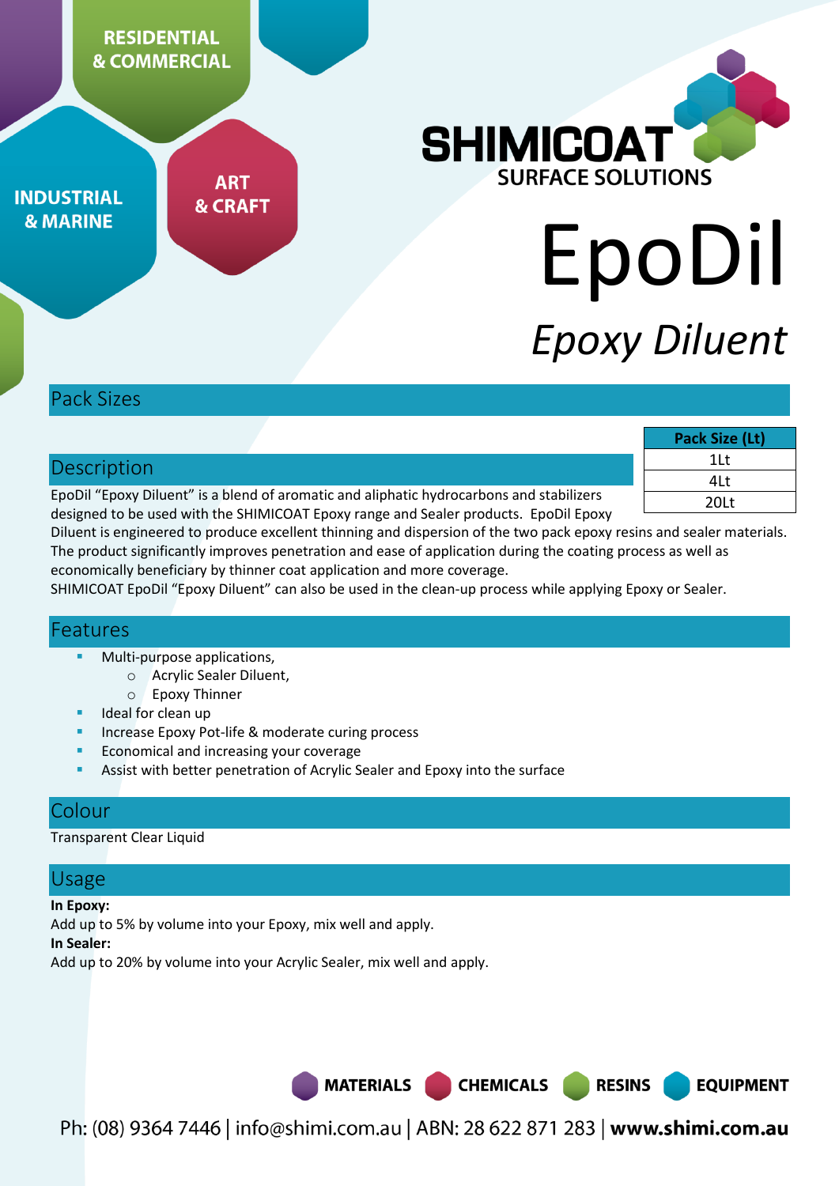RESIDENTIAL & COMMERCIAL

INDUSTRIAL & MARINE

ART & CRAFT

**SHIMICOAT**
SURFACE SOLUTIONS

# EpoDil

*Epoxy Diluent*

## Pack Sizes

| Pack Size (Lt) |
|---|
| 1Lt |
| 4Lt |
| 20Lt |

## Description

EpoDil "Epoxy Diluent" is a blend of aromatic and aliphatic hydrocarbons and stabilizers designed to be used with the SHIMICOAT Epoxy range and Sealer products. EpoDil Epoxy Diluent is engineered to produce excellent thinning and dispersion of the two pack epoxy resins and sealer materials. The product significantly improves penetration and ease of application during the coating process as well as economically beneficiary by thinner coat application and more coverage.

SHIMICOAT EpoDil "Epoxy Diluent" can also be used in the clean-up process while applying Epoxy or Sealer.

## Features

- Multi-purpose applications,
  - Acrylic Sealer Diluent,
  - Epoxy Thinner
- Ideal for clean up
- Increase Epoxy Pot-life & moderate curing process
- Economical and increasing your coverage
- Assist with better penetration of Acrylic Sealer and Epoxy into the surface

## Colour

Transparent Clear Liquid

## Usage

**In Epoxy:**
Add up to 5% by volume into your Epoxy, mix well and apply.
**In Sealer:**
Add up to 20% by volume into your Acrylic Sealer, mix well and apply.

MATERIALS CHEMICALS RESINS EQUIPMENT

Ph: (08) 9364 7446 | info@shimi.com.au | ABN: 28 622 871 283 | **www.shimi.com.au**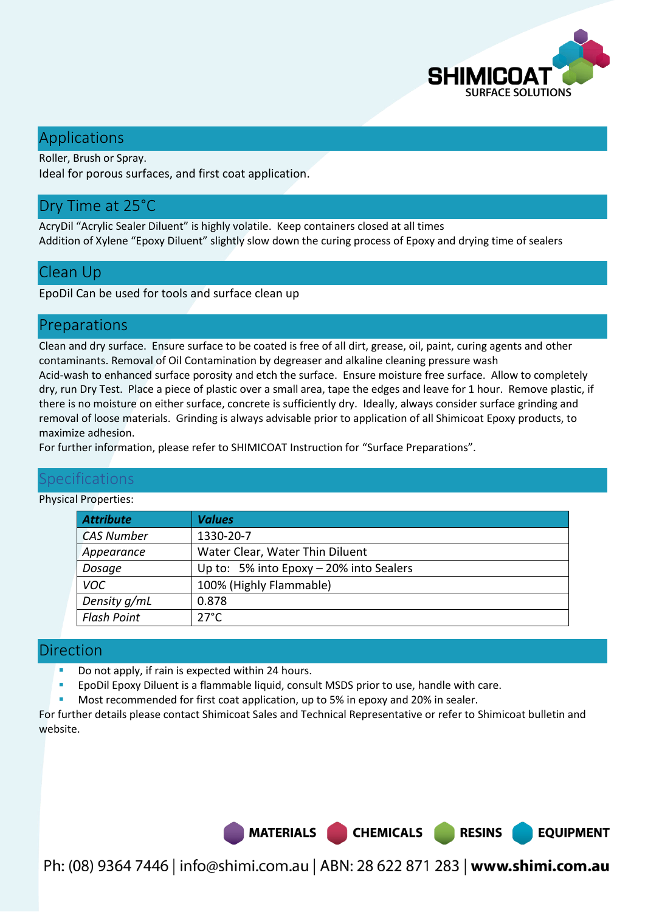## Applications

Roller, Brush or Spray.
Ideal for porous surfaces, and first coat application.

## Dry Time at 25°C

AcryDil "Acrylic Sealer Diluent" is highly volatile. Keep containers closed at all times
Addition of Xylene "Epoxy Diluent" slightly slow down the curing process of Epoxy and drying time of sealers

## Clean Up

EpoDil Can be used for tools and surface clean up

## Preparations

Clean and dry surface. Ensure surface to be coated is free of all dirt, grease, oil, paint, curing agents and other contaminants. Removal of Oil Contamination by degreaser and alkaline cleaning pressure wash
Acid-wash to enhanced surface porosity and etch the surface. Ensure moisture free surface. Allow to completely dry, run Dry Test. Place a piece of plastic over a small area, tape the edges and leave for 1 hour. Remove plastic, if there is no moisture on either surface, concrete is sufficiently dry. Ideally, always consider surface grinding and removal of loose materials. Grinding is always advisable prior to application of all Shimicoat Epoxy products, to maximize adhesion.
For further information, please refer to SHIMICOAT Instruction for "Surface Preparations".

## Specifications

Physical Properties:

| *Attribute* | *Values* |
|---|---|
| *CAS Number* | 1330-20-7 |
| *Appearance* | Water Clear, Water Thin Diluent |
| *Dosage* | Up to: 5% into Epoxy – 20% into Sealers |
| *VOC* | 100% (Highly Flammable) |
| *Density g/mL* | 0.878 |
| *Flash Point* | 27°C |

## Direction

- Do not apply, if rain is expected within 24 hours.
- EpoDil Epoxy Diluent is a flammable liquid, consult MSDS prior to use, handle with care.
- Most recommended for first coat application, up to 5% in epoxy and 20% in sealer.

For further details please contact Shimicoat Sales and Technical Representative or refer to Shimicoat bulletin and website.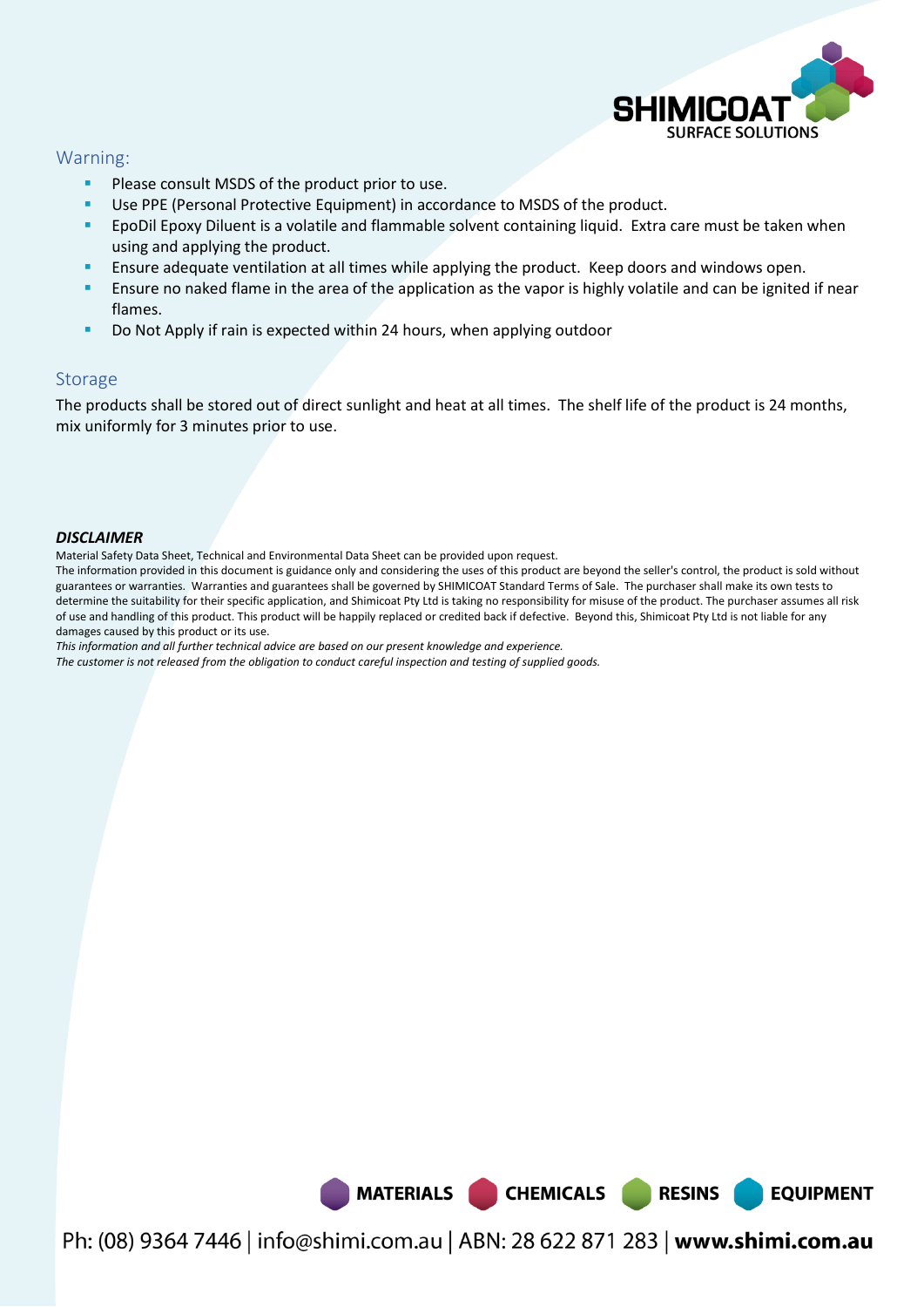## Warning:

- Please consult MSDS of the product prior to use.
- Use PPE (Personal Protective Equipment) in accordance to MSDS of the product.
- EpoDil Epoxy Diluent is a volatile and flammable solvent containing liquid. Extra care must be taken when using and applying the product.
- Ensure adequate ventilation at all times while applying the product. Keep doors and windows open.
- Ensure no naked flame in the area of the application as the vapor is highly volatile and can be ignited if near flames.
- Do Not Apply if rain is expected within 24 hours, when applying outdoor

## Storage

The products shall be stored out of direct sunlight and heat at all times. The shelf life of the product is 24 months, mix uniformly for 3 minutes prior to use.

***DISCLAIMER***

Material Safety Data Sheet, Technical and Environmental Data Sheet can be provided upon request.

The information provided in this document is guidance only and considering the uses of this product are beyond the seller's control, the product is sold without guarantees or warranties. Warranties and guarantees shall be governed by SHIMICOAT Standard Terms of Sale. The purchaser shall make its own tests to determine the suitability for their specific application, and Shimicoat Pty Ltd is taking no responsibility for misuse of the product. The purchaser assumes all risk of use and handling of this product. This product will be happily replaced or credited back if defective. Beyond this, Shimicoat Pty Ltd is not liable for any damages caused by this product or its use.

*This information and all further technical advice are based on our present knowledge and experience.*

*The customer is not released from the obligation to conduct careful inspection and testing of supplied goods.*